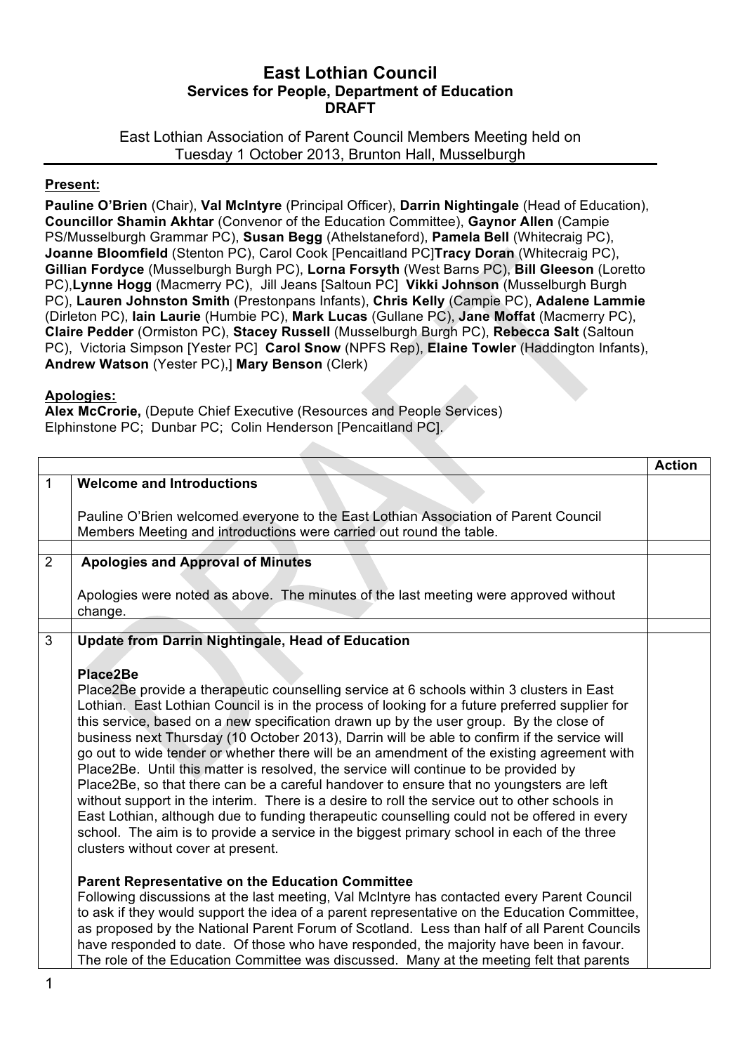# East Lothian Council

**Services for People, Department of Education**

**DRAFT**

East Lothian Association of Parent Council Members Meeting held on Tuesday 1 October 2013, Brunton Hall, Musselburgh

**Present:**

**Pauline O'Brien** (Chair), **Val McIntyre** (Principal Officer), **Darrin Nightingale** (Head of Education), **Councillor Shamin Akhtar** (Convenor of the Education Committee), **Gaynor Allen** (Campie PS/Musselburgh Grammar PC), **Susan Begg** (Athelstaneford), **Pamela Bell** (Whitecraig PC), **Joanne Bloomfield** (Stenton PC), Carol Cook [Pencaitland PC]**Tracy Doran** (Whitecraig PC), **Gillian Fordyce** (Musselburgh Burgh PC), **Lorna Forsyth** (West Barns PC), **Bill Gleeson** (Loretto PC),**Lynne Hogg** (Macmerry PC), Jill Jeans [Saltoun PC] **Vikki Johnson** (Musselburgh Burgh PC), **Lauren Johnston Smith** (Prestonpans Infants), **Chris Kelly** (Campie PC), **Adalene Lammie** (Dirleton PC), **Iain Laurie** (Humbie PC), **Mark Lucas** (Gullane PC), **Jane Moffat** (Macmerry PC), **Claire Pedder** (Ormiston PC), **Stacey Russell** (Musselburgh Burgh PC), **Rebecca Salt** (Saltoun PC), Victoria Simpson [Yester PC] **Carol Snow** (NPFS Rep), **Elaine Towler** (Haddington Infants), **Andrew Watson** (Yester PC),] **Mary Benson** (Clerk)

**Apologies:**

**Alex McCrorie,** (Depute Chief Executive (Resources and People Services)
Elphinstone PC; Dunbar PC; Colin Henderson [Pencaitland PC].

| | | **Action** |
|---|---|---|
| 1 | **Welcome and Introductions**<br><br>Pauline O'Brien welcomed everyone to the East Lothian Association of Parent Council Members Meeting and introductions were carried out round the table. | |
| | | |
| 2 | **Apologies and Approval of Minutes**<br><br>Apologies were noted as above. The minutes of the last meeting were approved without change. | |
| | | |
| 3 | **Update from Darrin Nightingale, Head of Education**<br><br>**Place2Be**<br>Place2Be provide a therapeutic counselling service at 6 schools within 3 clusters in East Lothian. East Lothian Council is in the process of looking for a future preferred supplier for this service, based on a new specification drawn up by the user group. By the close of business next Thursday (10 October 2013), Darrin will be able to confirm if the service will go out to wide tender or whether there will be an amendment of the existing agreement with Place2Be. Until this matter is resolved, the service will continue to be provided by Place2Be, so that there can be a careful handover to ensure that no youngsters are left without support in the interim. There is a desire to roll the service out to other schools in East Lothian, although due to funding therapeutic counselling could not be offered in every school. The aim is to provide a service in the biggest primary school in each of the three clusters without cover at present.<br><br>**Parent Representative on the Education Committee**<br>Following discussions at the last meeting, Val McIntyre has contacted every Parent Council to ask if they would support the idea of a parent representative on the Education Committee, as proposed by the National Parent Forum of Scotland. Less than half of all Parent Councils have responded to date. Of those who have responded, the majority have been in favour. The role of the Education Committee was discussed. Many at the meeting felt that parents | |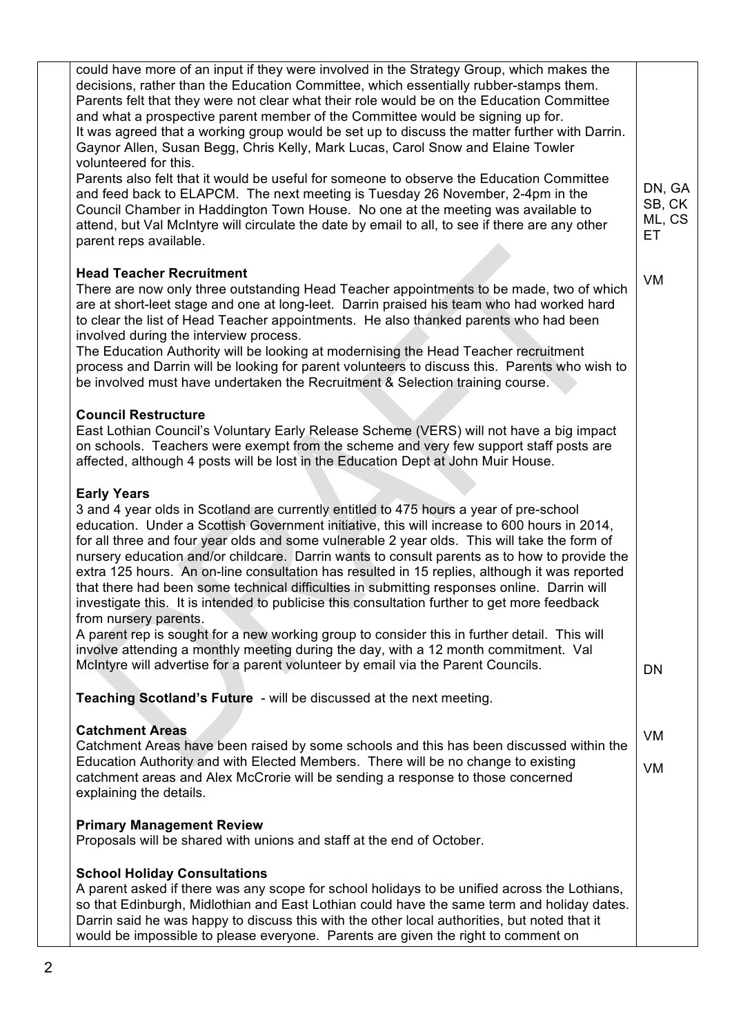could have more of an input if they were involved in the Strategy Group, which makes the decisions, rather than the Education Committee, which essentially rubber-stamps them. Parents felt that they were not clear what their role would be on the Education Committee and what a prospective parent member of the Committee would be signing up for.
It was agreed that a working group would be set up to discuss the matter further with Darrin. Gaynor Allen, Susan Begg, Chris Kelly, Mark Lucas, Carol Snow and Elaine Towler volunteered for this.
Parents also felt that it would be useful for someone to observe the Education Committee and feed back to ELAPCM. The next meeting is Tuesday 26 November, 2-4pm in the Council Chamber in Haddington Town House. No one at the meeting was available to attend, but Val McIntyre will circulate the date by email to all, to see if there are any other parent reps available.

DN, GA SB, CK ML, CS ET

VM

**Head Teacher Recruitment**

There are now only three outstanding Head Teacher appointments to be made, two of which are at short-leet stage and one at long-leet. Darrin praised his team who had worked hard to clear the list of Head Teacher appointments. He also thanked parents who had been involved during the interview process.
The Education Authority will be looking at modernising the Head Teacher recruitment process and Darrin will be looking for parent volunteers to discuss this. Parents who wish to be involved must have undertaken the Recruitment & Selection training course.

**Council Restructure**

East Lothian Council's Voluntary Early Release Scheme (VERS) will not have a big impact on schools. Teachers were exempt from the scheme and very few support staff posts are affected, although 4 posts will be lost in the Education Dept at John Muir House.

**Early Years**

3 and 4 year olds in Scotland are currently entitled to 475 hours a year of pre-school education. Under a Scottish Government initiative, this will increase to 600 hours in 2014, for all three and four year olds and some vulnerable 2 year olds. This will take the form of nursery education and/or childcare. Darrin wants to consult parents as to how to provide the extra 125 hours. An on-line consultation has resulted in 15 replies, although it was reported that there had been some technical difficulties in submitting responses online. Darrin will investigate this. It is intended to publicise this consultation further to get more feedback from nursery parents.
A parent rep is sought for a new working group to consider this in further detail. This will involve attending a monthly meeting during the day, with a 12 month commitment. Val McIntyre will advertise for a parent volunteer by email via the Parent Councils.

DN

**Teaching Scotland's Future** - will be discussed at the next meeting.

VM

**Catchment Areas**

Catchment Areas have been raised by some schools and this has been discussed within the Education Authority and with Elected Members. There will be no change to existing catchment areas and Alex McCrorie will be sending a response to those concerned explaining the details.

VM

**Primary Management Review**

Proposals will be shared with unions and staff at the end of October.

**School Holiday Consultations**

A parent asked if there was any scope for school holidays to be unified across the Lothians, so that Edinburgh, Midlothian and East Lothian could have the same term and holiday dates. Darrin said he was happy to discuss this with the other local authorities, but noted that it would be impossible to please everyone. Parents are given the right to comment on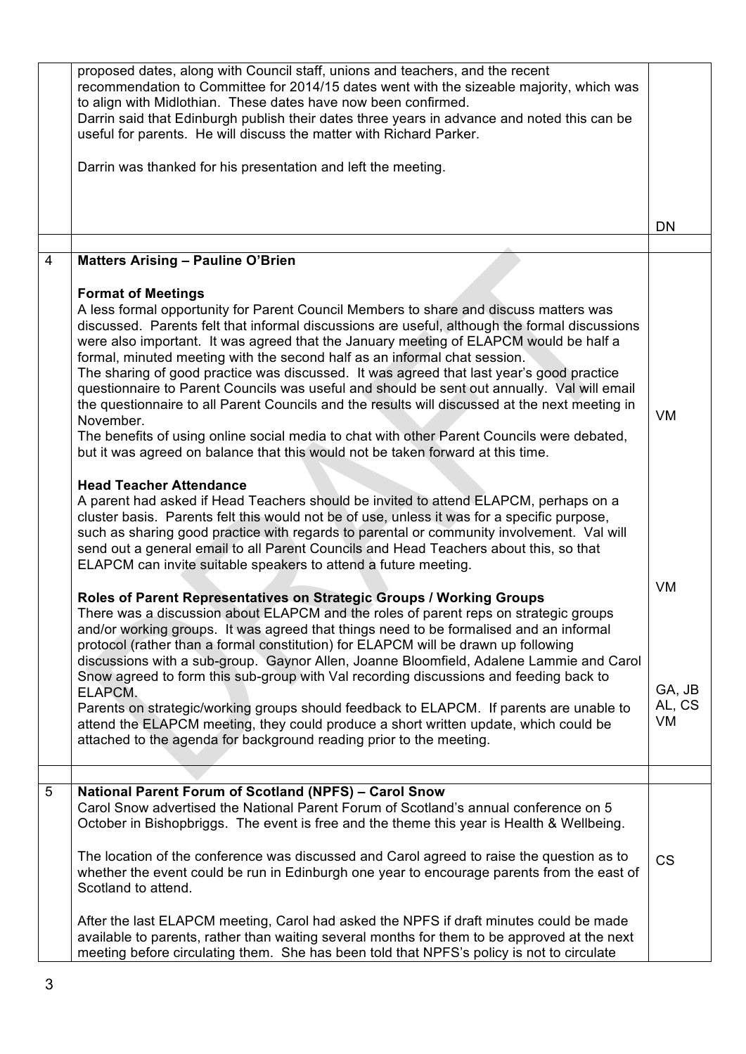| | | |
|---|---|---|
| | proposed dates, along with Council staff, unions and teachers, and the recent recommendation to Committee for 2014/15 dates went with the sizeable majority, which was to align with Midlothian. These dates have now been confirmed.<br>Darrin said that Edinburgh publish their dates three years in advance and noted this can be useful for parents. He will discuss the matter with Richard Parker.<br><br>Darrin was thanked for his presentation and left the meeting. | DN |
| | | |
| 4 | **Matters Arising – Pauline O'Brien**<br><br>**Format of Meetings**<br>A less formal opportunity for Parent Council Members to share and discuss matters was discussed. Parents felt that informal discussions are useful, although the formal discussions were also important. It was agreed that the January meeting of ELAPCM would be half a formal, minuted meeting with the second half as an informal chat session.<br>The sharing of good practice was discussed. It was agreed that last year's good practice questionnaire to Parent Councils was useful and should be sent out annually. Val will email the questionnaire to all Parent Councils and the results will discussed at the next meeting in November.<br>The benefits of using online social media to chat with other Parent Councils were debated, but it was agreed on balance that this would not be taken forward at this time.<br><br>**Head Teacher Attendance**<br>A parent had asked if Head Teachers should be invited to attend ELAPCM, perhaps on a cluster basis. Parents felt this would not be of use, unless it was for a specific purpose, such as sharing good practice with regards to parental or community involvement. Val will send out a general email to all Parent Councils and Head Teachers about this, so that ELAPCM can invite suitable speakers to attend a future meeting.<br><br>**Roles of Parent Representatives on Strategic Groups / Working Groups**<br>There was a discussion about ELAPCM and the roles of parent reps on strategic groups and/or working groups. It was agreed that things need to be formalised and an informal protocol (rather than a formal constitution) for ELAPCM will be drawn up following discussions with a sub-group. Gaynor Allen, Joanne Bloomfield, Adalene Lammie and Carol Snow agreed to form this sub-group with Val recording discussions and feeding back to ELAPCM.<br>Parents on strategic/working groups should feedback to ELAPCM. If parents are unable to attend the ELAPCM meeting, they could produce a short written update, which could be attached to the agenda for background reading prior to the meeting. | VM<br><br>VM<br><br>GA, JB<br>AL, CS<br>VM |
| | | |
| 5 | **National Parent Forum of Scotland (NPFS) – Carol Snow**<br>Carol Snow advertised the National Parent Forum of Scotland's annual conference on 5 October in Bishopbriggs. The event is free and the theme this year is Health & Wellbeing.<br><br>The location of the conference was discussed and Carol agreed to raise the question as to whether the event could be run in Edinburgh one year to encourage parents from the east of Scotland to attend.<br><br>After the last ELAPCM meeting, Carol had asked the NPFS if draft minutes could be made available to parents, rather than waiting several months for them to be approved at the next meeting before circulating them. She has been told that NPFS's policy is not to circulate | CS |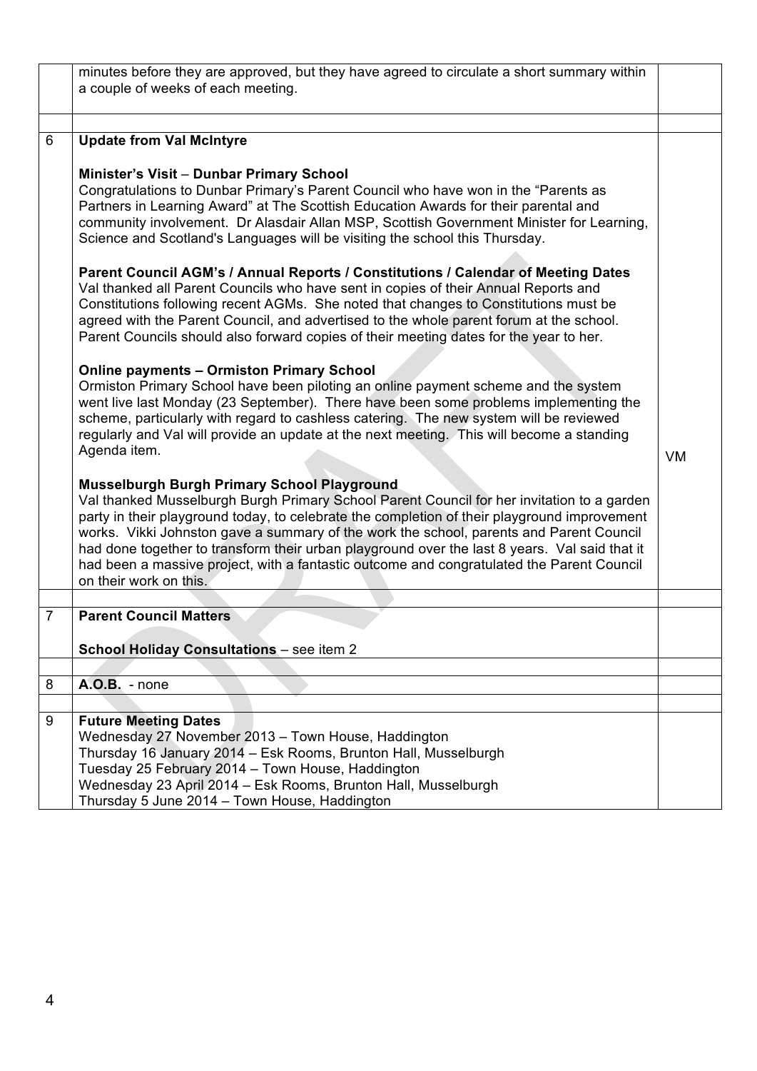| | | |
|---|---|---|
| | minutes before they are approved, but they have agreed to circulate a short summary within a couple of weeks of each meeting. | |
| | | |
| 6 | **Update from Val McIntyre**<br><br>**Minister's Visit – Dunbar Primary School**<br>Congratulations to Dunbar Primary's Parent Council who have won in the "Parents as Partners in Learning Award" at The Scottish Education Awards for their parental and community involvement. Dr Alasdair Allan MSP, Scottish Government Minister for Learning, Science and Scotland's Languages will be visiting the school this Thursday.<br><br>**Parent Council AGM's / Annual Reports / Constitutions / Calendar of Meeting Dates**<br>Val thanked all Parent Councils who have sent in copies of their Annual Reports and Constitutions following recent AGMs. She noted that changes to Constitutions must be agreed with the Parent Council, and advertised to the whole parent forum at the school. Parent Councils should also forward copies of their meeting dates for the year to her.<br><br>**Online payments – Ormiston Primary School**<br>Ormiston Primary School have been piloting an online payment scheme and the system went live last Monday (23 September). There have been some problems implementing the scheme, particularly with regard to cashless catering. The new system will be reviewed regularly and Val will provide an update at the next meeting. This will become a standing Agenda item.<br><br>**Musselburgh Burgh Primary School Playground**<br>Val thanked Musselburgh Burgh Primary School Parent Council for her invitation to a garden party in their playground today, to celebrate the completion of their playground improvement works. Vikki Johnston gave a summary of the work the school, parents and Parent Council had done together to transform their urban playground over the last 8 years. Val said that it had been a massive project, with a fantastic outcome and congratulated the Parent Council on their work on this. | VM |
| | | |
| 7 | **Parent Council Matters**<br><br>**School Holiday Consultations** – see item 2 | |
| | | |
| 8 | **A.O.B.** - none | |
| | | |
| 9 | **Future Meeting Dates**<br>Wednesday 27 November 2013 – Town House, Haddington<br>Thursday 16 January 2014 – Esk Rooms, Brunton Hall, Musselburgh<br>Tuesday 25 February 2014 – Town House, Haddington<br>Wednesday 23 April 2014 – Esk Rooms, Brunton Hall, Musselburgh<br>Thursday 5 June 2014 – Town House, Haddington | |